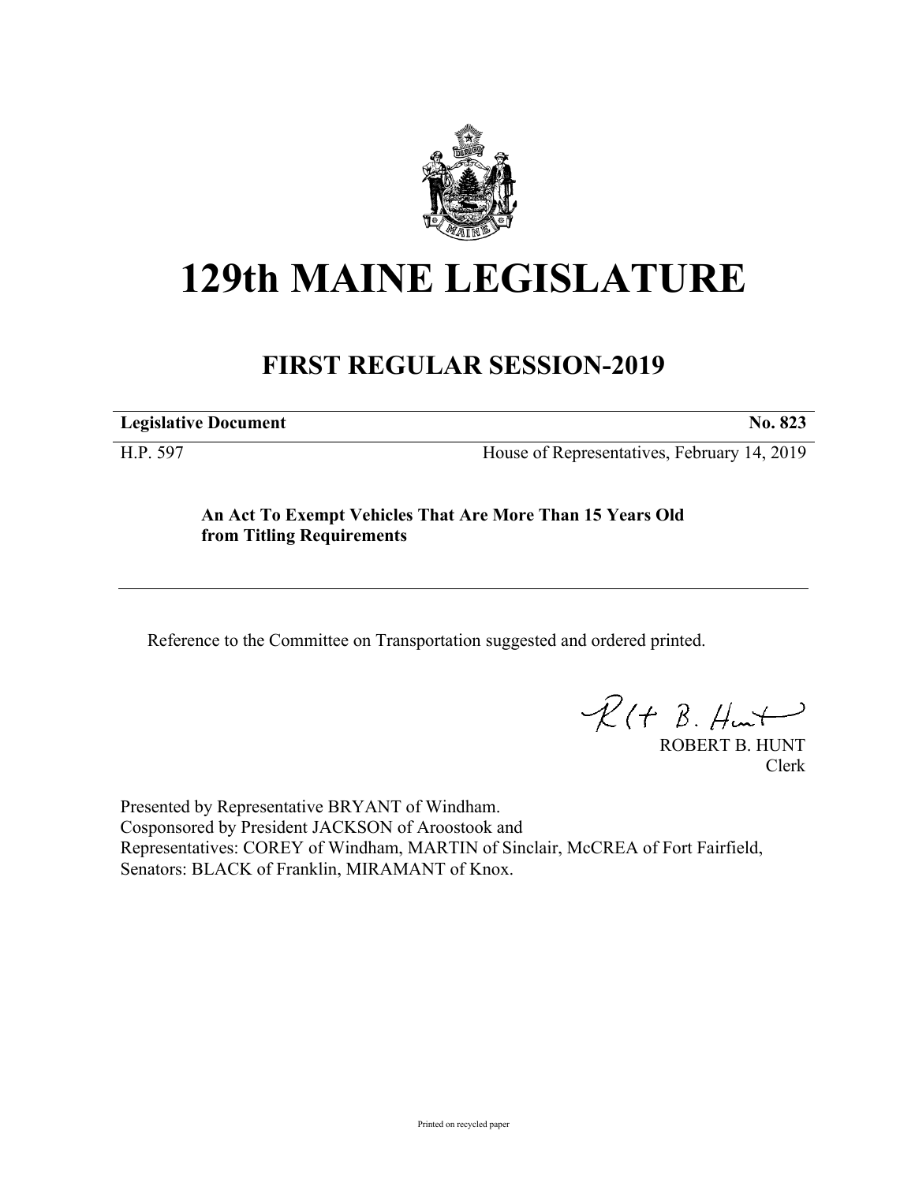# 129th MAINE LEGISLATURE

## FIRST REGULAR SESSION-2019

| **Legislative Document** | **No. 823** |
|---|---|
| H.P. 597 | House of Representatives, February 14, 2019 |

**An Act To Exempt Vehicles That Are More Than 15 Years Old from Titling Requirements**

---

Reference to the Committee on Transportation suggested and ordered printed.

ROBERT B. HUNT
Clerk

Presented by Representative BRYANT of Windham.
Cosponsored by President JACKSON of Aroostook and
Representatives: COREY of Windham, MARTIN of Sinclair, McCREA of Fort Fairfield, Senators: BLACK of Franklin, MIRAMANT of Knox.

Printed on recycled paper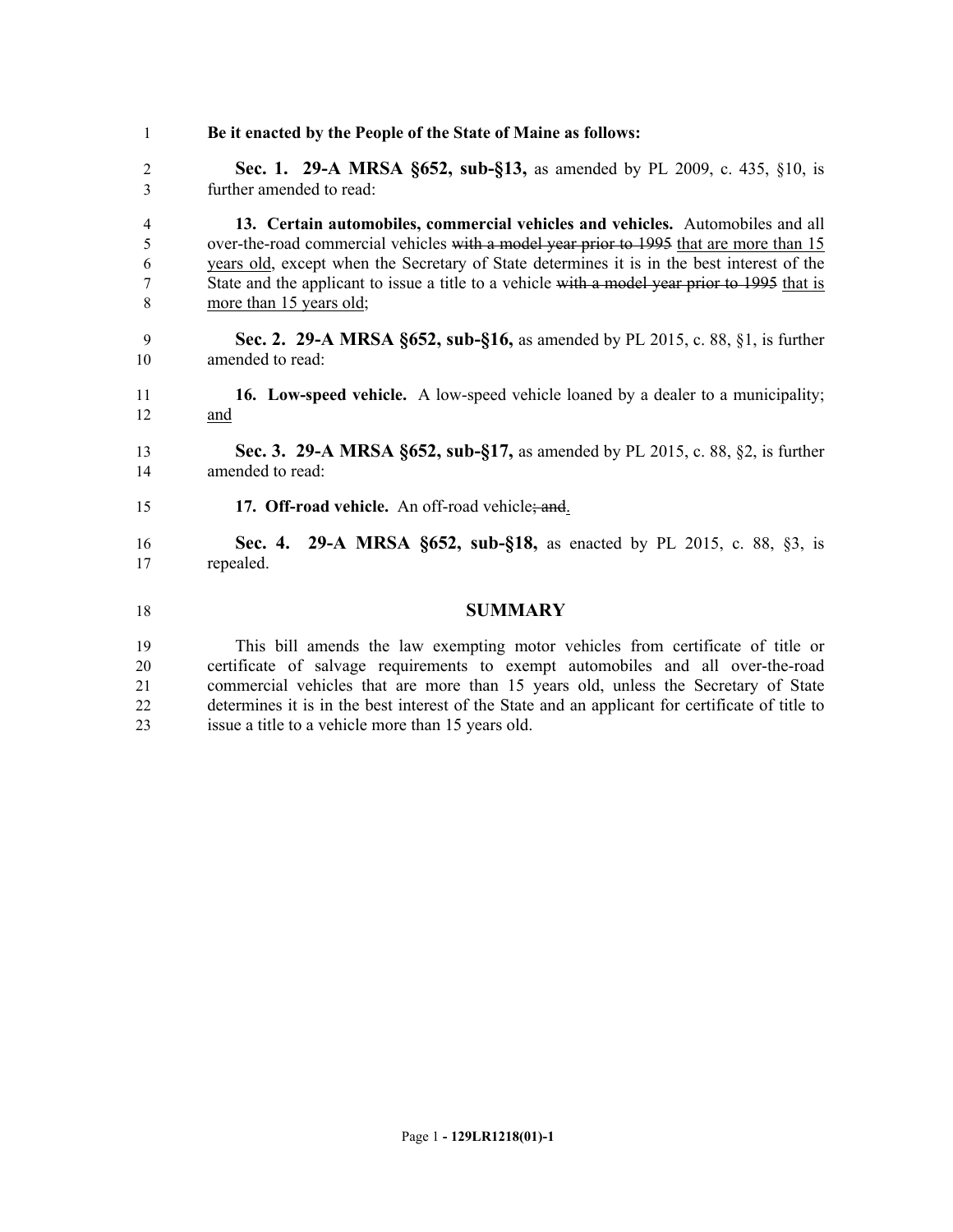**Be it enacted by the People of the State of Maine as follows:**

**Sec. 1. 29-A MRSA §652, sub-§13,** as amended by PL 2009, c. 435, §10, is further amended to read:

**13. Certain automobiles, commercial vehicles and vehicles.** Automobiles and all over-the-road commercial vehicles ~~with a model year prior to 1995~~ <u>that are more than 15 years old</u>, except when the Secretary of State determines it is in the best interest of the State and the applicant to issue a title to a vehicle ~~with a model year prior to 1995~~ <u>that is more than 15 years old</u>;

**Sec. 2. 29-A MRSA §652, sub-§16,** as amended by PL 2015, c. 88, §1, is further amended to read:

**16. Low-speed vehicle.** A low-speed vehicle loaned by a dealer to a municipality; <u>and</u>

**Sec. 3. 29-A MRSA §652, sub-§17,** as amended by PL 2015, c. 88, §2, is further amended to read:

**17. Off-road vehicle.** An off-road vehicle~~; and~~<u>.</u>

**Sec. 4. 29-A MRSA §652, sub-§18,** as enacted by PL 2015, c. 88, §3, is repealed.

## SUMMARY

This bill amends the law exempting motor vehicles from certificate of title or certificate of salvage requirements to exempt automobiles and all over-the-road commercial vehicles that are more than 15 years old, unless the Secretary of State determines it is in the best interest of the State and an applicant for certificate of title to issue a title to a vehicle more than 15 years old.